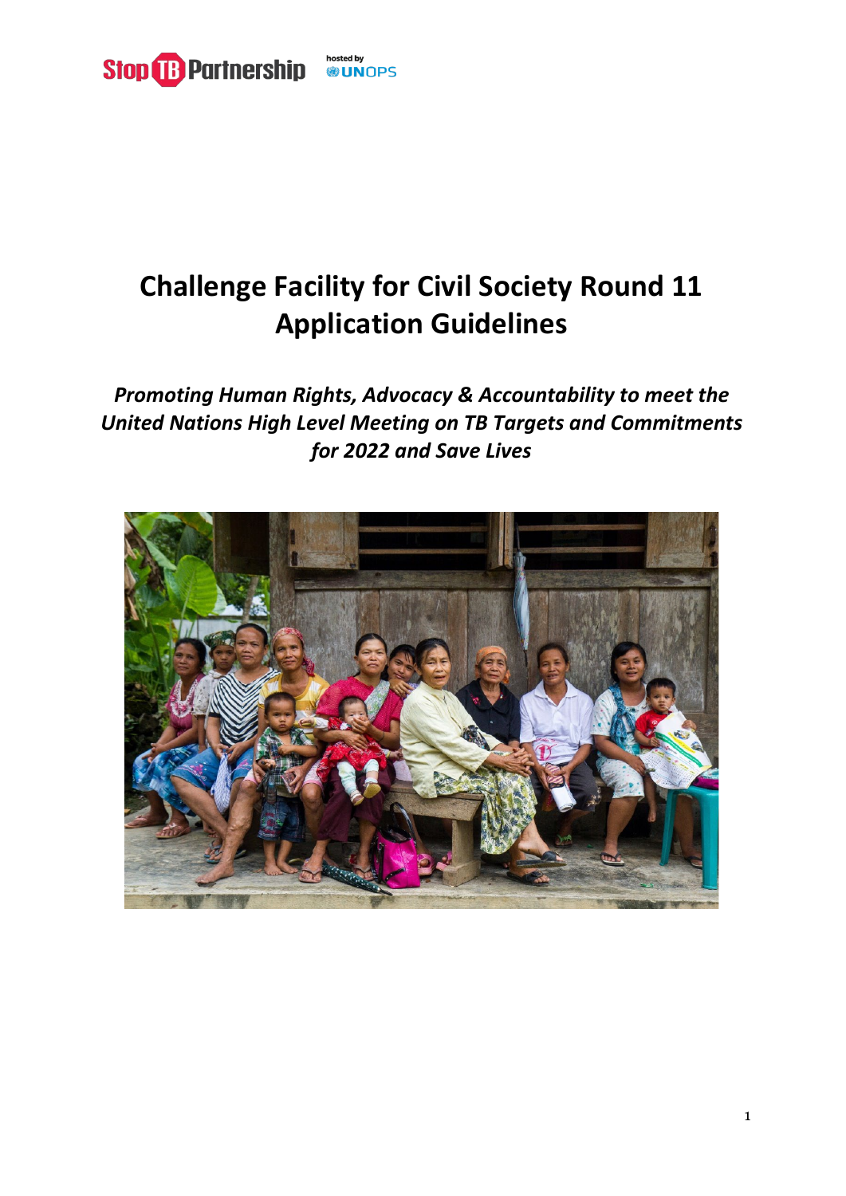Stop TB Partnership hosted by UNOPS

# Challenge Facility for Civil Society Round 11 Application Guidelines

## *Promoting Human Rights, Advocacy & Accountability to meet the United Nations High Level Meeting on TB Targets and Commitments for 2022 and Save Lives*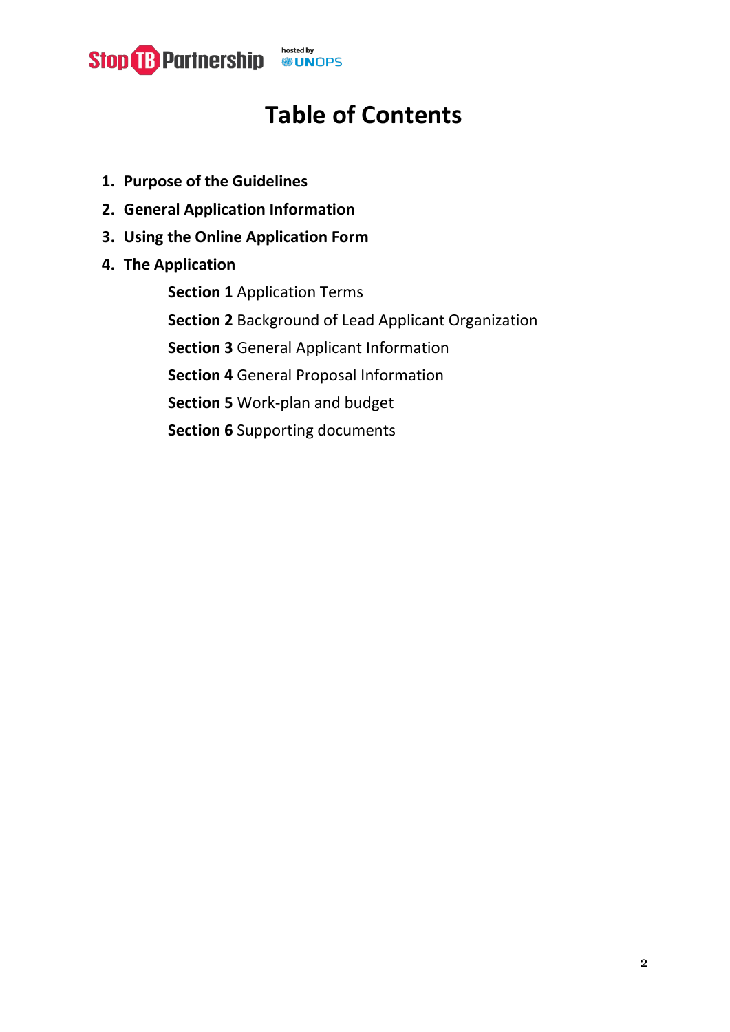# Table of Contents

1. **Purpose of the Guidelines**
2. **General Application Information**
3. **Using the Online Application Form**
4. **The Application**
   - **Section 1** Application Terms
   - **Section 2** Background of Lead Applicant Organization
   - **Section 3** General Applicant Information
   - **Section 4** General Proposal Information
   - **Section 5** Work-plan and budget
   - **Section 6** Supporting documents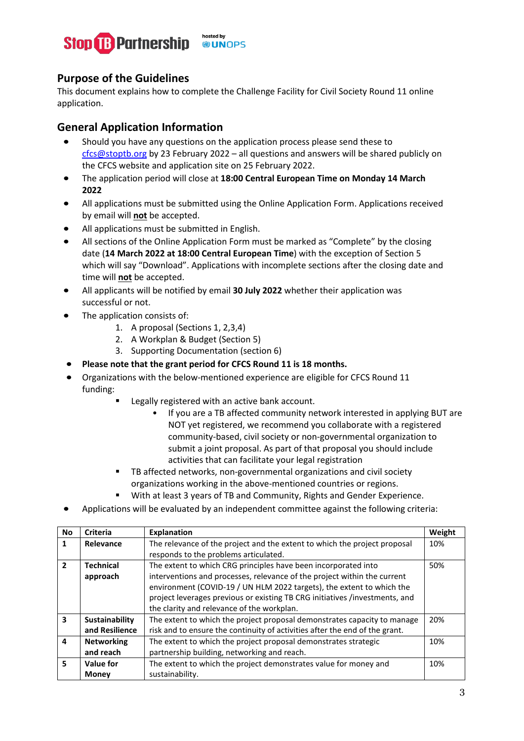## Purpose of the Guidelines

This document explains how to complete the Challenge Facility for Civil Society Round 11 online application.

## General Application Information

- Should you have any questions on the application process please send these to [cfcs@stoptb.org](mailto:cfcs@stoptb.org) by 23 February 2022 – all questions and answers will be shared publicly on the CFCS website and application site on 25 February 2022.
- The application period will close at **18:00 Central European Time on Monday 14 March 2022**
- All applications must be submitted using the Online Application Form. Applications received by email will **not** be accepted.
- All applications must be submitted in English.
- All sections of the Online Application Form must be marked as "Complete" by the closing date (**14 March 2022 at 18:00 Central European Time**) with the exception of Section 5 which will say "Download". Applications with incomplete sections after the closing date and time will **not** be accepted.
- All applicants will be notified by email **30 July 2022** whether their application was successful or not.
- The application consists of:
    1. A proposal (Sections 1, 2,3,4)
    2. A Workplan & Budget (Section 5)
    3. Supporting Documentation (section 6)
- **Please note that the grant period for CFCS Round 11 is 18 months.**
- Organizations with the below-mentioned experience are eligible for CFCS Round 11 funding:
    - Legally registered with an active bank account.
        - If you are a TB affected community network interested in applying BUT are NOT yet registered, we recommend you collaborate with a registered community-based, civil society or non-governmental organization to submit a joint proposal. As part of that proposal you should include activities that can facilitate your legal registration
    - TB affected networks, non-governmental organizations and civil society organizations working in the above-mentioned countries or regions.
    - With at least 3 years of TB and Community, Rights and Gender Experience.
- Applications will be evaluated by an independent committee against the following criteria:

| No | Criteria | Explanation | Weight |
|---|---|---|---|
| **1** | **Relevance** | The relevance of the project and the extent to which the project proposal responds to the problems articulated. | 10% |
| **2** | **Technical approach** | The extent to which CRG principles have been incorporated into interventions and processes, relevance of the project within the current environment (COVID-19 / UN HLM 2022 targets), the extent to which the project leverages previous or existing TB CRG initiatives /investments, and the clarity and relevance of the workplan. | 50% |
| **3** | **Sustainability and Resilience** | The extent to which the project proposal demonstrates capacity to manage risk and to ensure the continuity of activities after the end of the grant. | 20% |
| **4** | **Networking and reach** | The extent to which the project proposal demonstrates strategic partnership building, networking and reach. | 10% |
| **5** | **Value for Money** | The extent to which the project demonstrates value for money and sustainability. | 10% |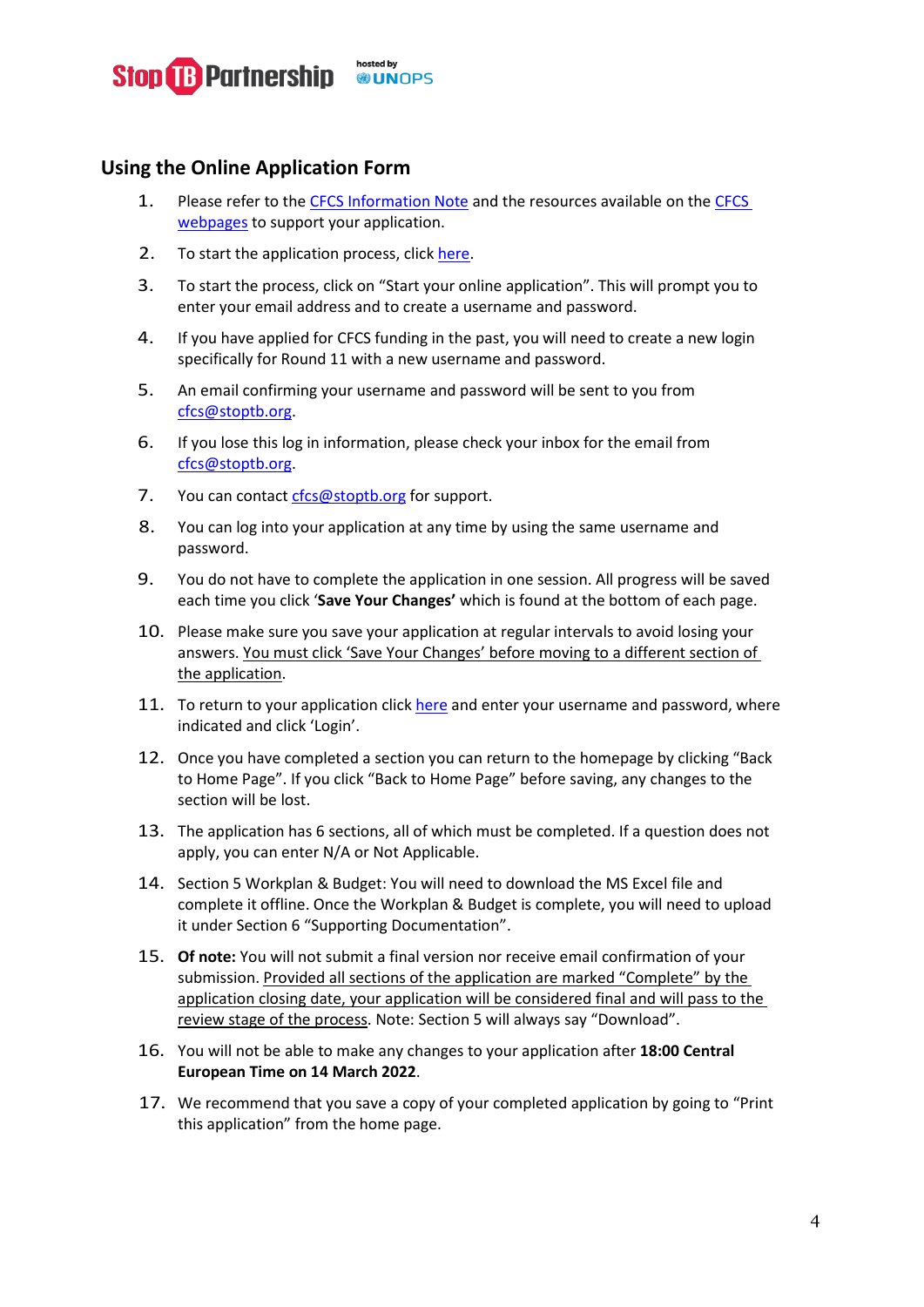## Using the Online Application Form

1. Please refer to the CFCS Information Note and the resources available on the CFCS webpages to support your application.
2. To start the application process, click here.
3. To start the process, click on "Start your online application". This will prompt you to enter your email address and to create a username and password.
4. If you have applied for CFCS funding in the past, you will need to create a new login specifically for Round 11 with a new username and password.
5. An email confirming your username and password will be sent to you from cfcs@stoptb.org.
6. If you lose this log in information, please check your inbox for the email from cfcs@stoptb.org.
7. You can contact cfcs@stoptb.org for support.
8. You can log into your application at any time by using the same username and password.
9. You do not have to complete the application in one session. All progress will be saved each time you click '**Save Your Changes'** which is found at the bottom of each page.
10. Please make sure you save your application at regular intervals to avoid losing your answers. You must click 'Save Your Changes' before moving to a different section of the application.
11. To return to your application click here and enter your username and password, where indicated and click 'Login'.
12. Once you have completed a section you can return to the homepage by clicking "Back to Home Page". If you click "Back to Home Page" before saving, any changes to the section will be lost.
13. The application has 6 sections, all of which must be completed. If a question does not apply, you can enter N/A or Not Applicable.
14. Section 5 Workplan & Budget: You will need to download the MS Excel file and complete it offline. Once the Workplan & Budget is complete, you will need to upload it under Section 6 "Supporting Documentation".
15. **Of note:** You will not submit a final version nor receive email confirmation of your submission. Provided all sections of the application are marked "Complete" by the application closing date, your application will be considered final and will pass to the review stage of the process. Note: Section 5 will always say "Download".
16. You will not be able to make any changes to your application after **18:00 Central European Time on 14 March 2022**.
17. We recommend that you save a copy of your completed application by going to "Print this application" from the home page.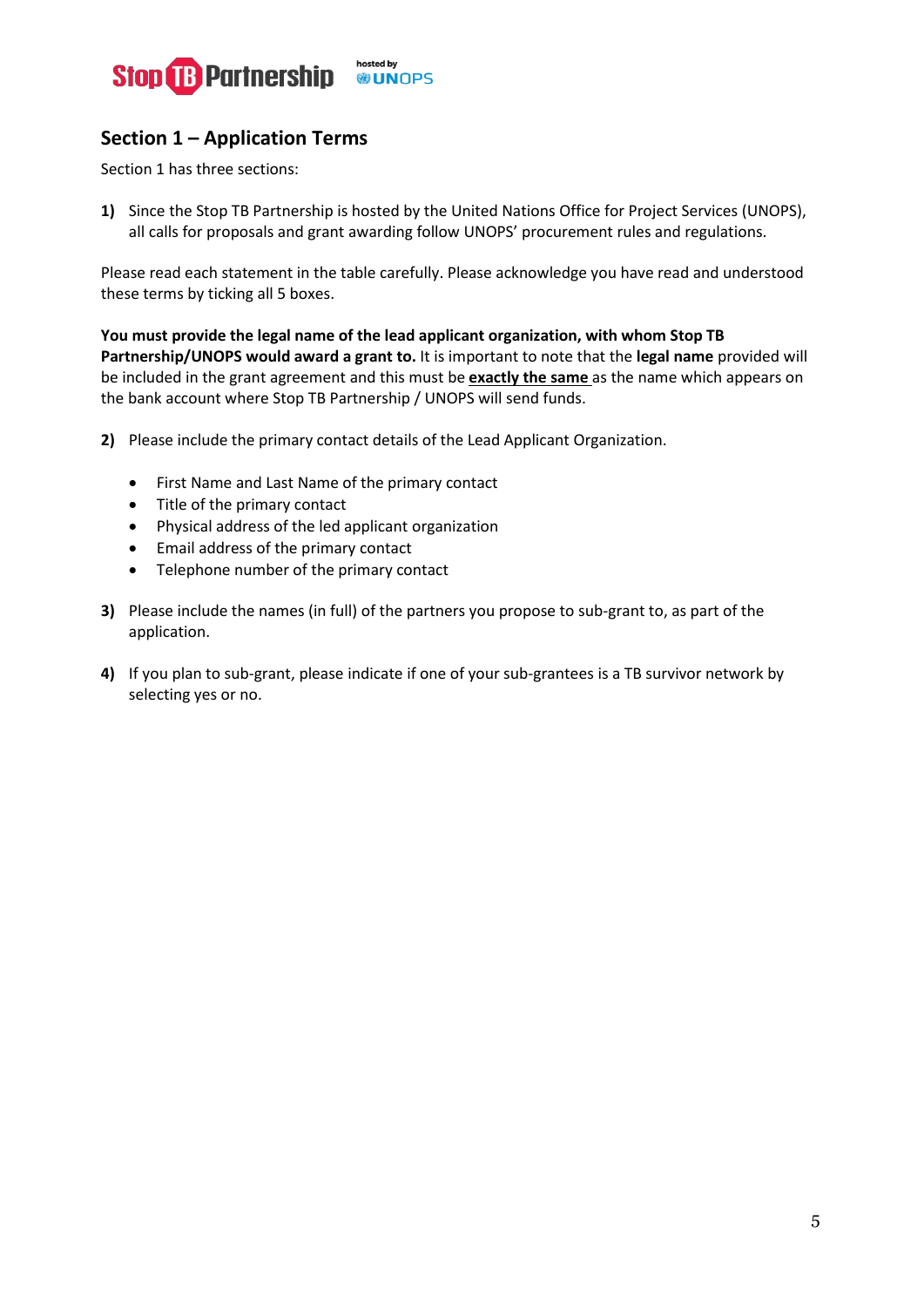## Section 1 – Application Terms

Section 1 has three sections:

1) Since the Stop TB Partnership is hosted by the United Nations Office for Project Services (UNOPS), all calls for proposals and grant awarding follow UNOPS' procurement rules and regulations.

Please read each statement in the table carefully. Please acknowledge you have read and understood these terms by ticking all 5 boxes.

**You must provide the legal name of the lead applicant organization, with whom Stop TB Partnership/UNOPS would award a grant to.** It is important to note that the **legal name** provided will be included in the grant agreement and this must be **exactly the same** as the name which appears on the bank account where Stop TB Partnership / UNOPS will send funds.

2) Please include the primary contact details of the Lead Applicant Organization.

- First Name and Last Name of the primary contact
- Title of the primary contact
- Physical address of the led applicant organization
- Email address of the primary contact
- Telephone number of the primary contact

3) Please include the names (in full) of the partners you propose to sub-grant to, as part of the application.

4) If you plan to sub-grant, please indicate if one of your sub-grantees is a TB survivor network by selecting yes or no.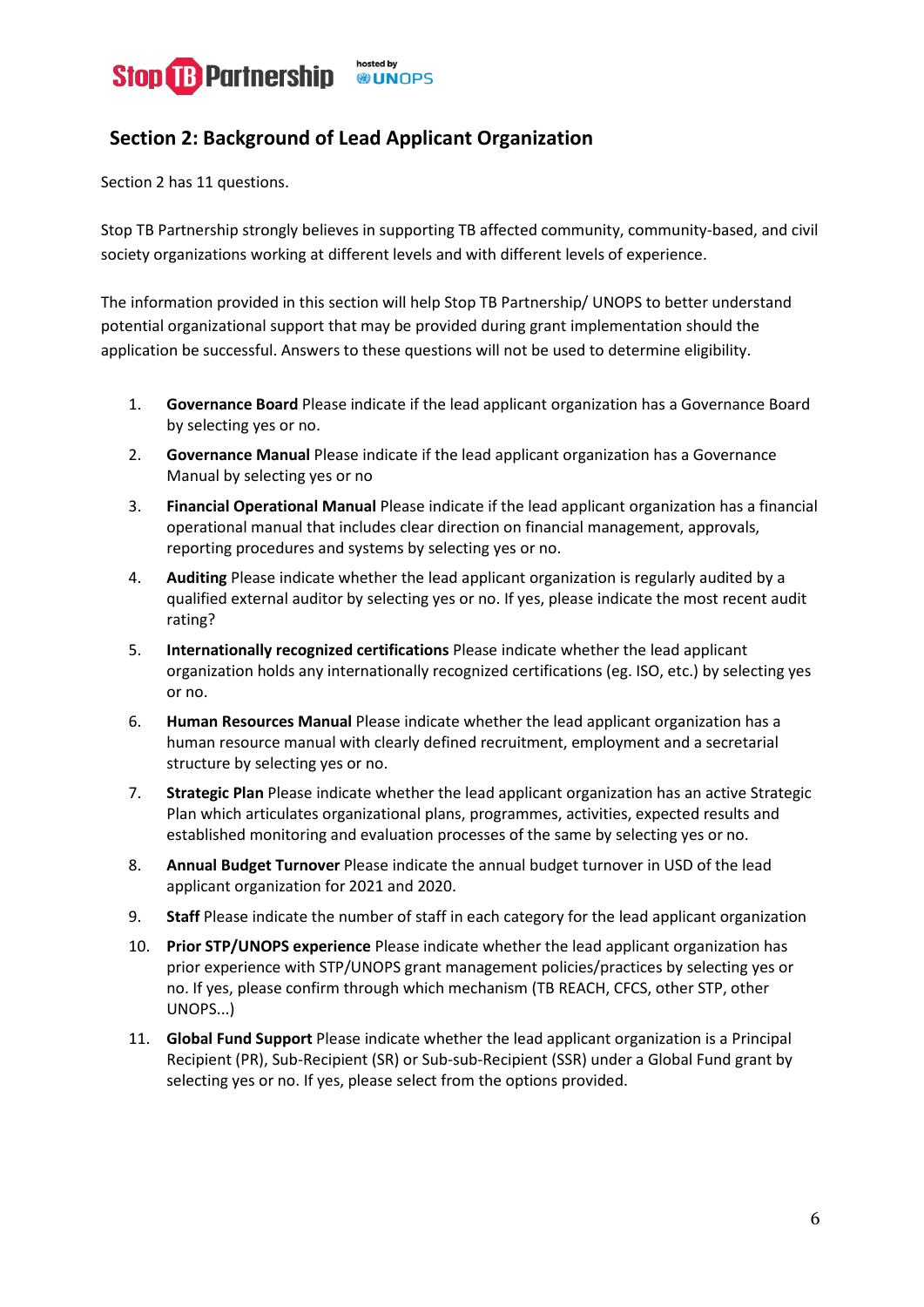## Section 2: Background of Lead Applicant Organization

Section 2 has 11 questions.

Stop TB Partnership strongly believes in supporting TB affected community, community-based, and civil society organizations working at different levels and with different levels of experience.

The information provided in this section will help Stop TB Partnership/ UNOPS to better understand potential organizational support that may be provided during grant implementation should the application be successful. Answers to these questions will not be used to determine eligibility.

1. **Governance Board** Please indicate if the lead applicant organization has a Governance Board by selecting yes or no.
2. **Governance Manual** Please indicate if the lead applicant organization has a Governance Manual by selecting yes or no
3. **Financial Operational Manual** Please indicate if the lead applicant organization has a financial operational manual that includes clear direction on financial management, approvals, reporting procedures and systems by selecting yes or no.
4. **Auditing** Please indicate whether the lead applicant organization is regularly audited by a qualified external auditor by selecting yes or no. If yes, please indicate the most recent audit rating?
5. **Internationally recognized certifications** Please indicate whether the lead applicant organization holds any internationally recognized certifications (eg. ISO, etc.) by selecting yes or no.
6. **Human Resources Manual** Please indicate whether the lead applicant organization has a human resource manual with clearly defined recruitment, employment and a secretarial structure by selecting yes or no.
7. **Strategic Plan** Please indicate whether the lead applicant organization has an active Strategic Plan which articulates organizational plans, programmes, activities, expected results and established monitoring and evaluation processes of the same by selecting yes or no.
8. **Annual Budget Turnover** Please indicate the annual budget turnover in USD of the lead applicant organization for 2021 and 2020.
9. **Staff** Please indicate the number of staff in each category for the lead applicant organization
10. **Prior STP/UNOPS experience** Please indicate whether the lead applicant organization has prior experience with STP/UNOPS grant management policies/practices by selecting yes or no. If yes, please confirm through which mechanism (TB REACH, CFCS, other STP, other UNOPS...)
11. **Global Fund Support** Please indicate whether the lead applicant organization is a Principal Recipient (PR), Sub-Recipient (SR) or Sub-sub-Recipient (SSR) under a Global Fund grant by selecting yes or no. If yes, please select from the options provided.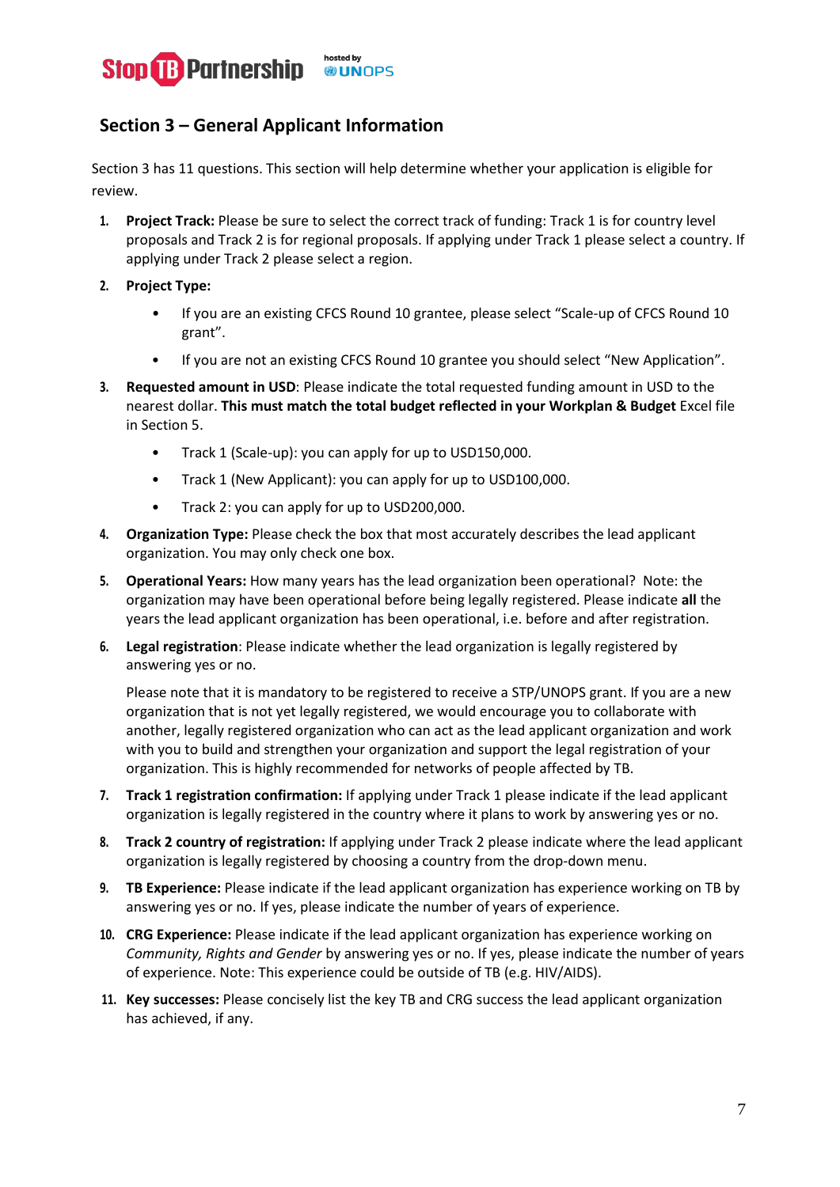## Section 3 – General Applicant Information

Section 3 has 11 questions. This section will help determine whether your application is eligible for review.

1. **Project Track:** Please be sure to select the correct track of funding: Track 1 is for country level proposals and Track 2 is for regional proposals. If applying under Track 1 please select a country. If applying under Track 2 please select a region.
2. **Project Type:**
   - If you are an existing CFCS Round 10 grantee, please select "Scale-up of CFCS Round 10 grant".
   - If you are not an existing CFCS Round 10 grantee you should select "New Application".
3. **Requested amount in USD**: Please indicate the total requested funding amount in USD to the nearest dollar. **This must match the total budget reflected in your Workplan & Budget** Excel file in Section 5.
   - Track 1 (Scale-up): you can apply for up to USD150,000.
   - Track 1 (New Applicant): you can apply for up to USD100,000.
   - Track 2: you can apply for up to USD200,000.
4. **Organization Type:** Please check the box that most accurately describes the lead applicant organization. You may only check one box.
5. **Operational Years:** How many years has the lead organization been operational? Note: the organization may have been operational before being legally registered. Please indicate **all** the years the lead applicant organization has been operational, i.e. before and after registration.
6. **Legal registration**: Please indicate whether the lead organization is legally registered by answering yes or no.

   Please note that it is mandatory to be registered to receive a STP/UNOPS grant. If you are a new organization that is not yet legally registered, we would encourage you to collaborate with another, legally registered organization who can act as the lead applicant organization and work with you to build and strengthen your organization and support the legal registration of your organization. This is highly recommended for networks of people affected by TB.
7. **Track 1 registration confirmation:** If applying under Track 1 please indicate if the lead applicant organization is legally registered in the country where it plans to work by answering yes or no.
8. **Track 2 country of registration:** If applying under Track 2 please indicate where the lead applicant organization is legally registered by choosing a country from the drop-down menu.
9. **TB Experience:** Please indicate if the lead applicant organization has experience working on TB by answering yes or no. If yes, please indicate the number of years of experience.
10. **CRG Experience:** Please indicate if the lead applicant organization has experience working on *Community, Rights and Gender* by answering yes or no. If yes, please indicate the number of years of experience. Note: This experience could be outside of TB (e.g. HIV/AIDS).
11. **Key successes:** Please concisely list the key TB and CRG success the lead applicant organization has achieved, if any.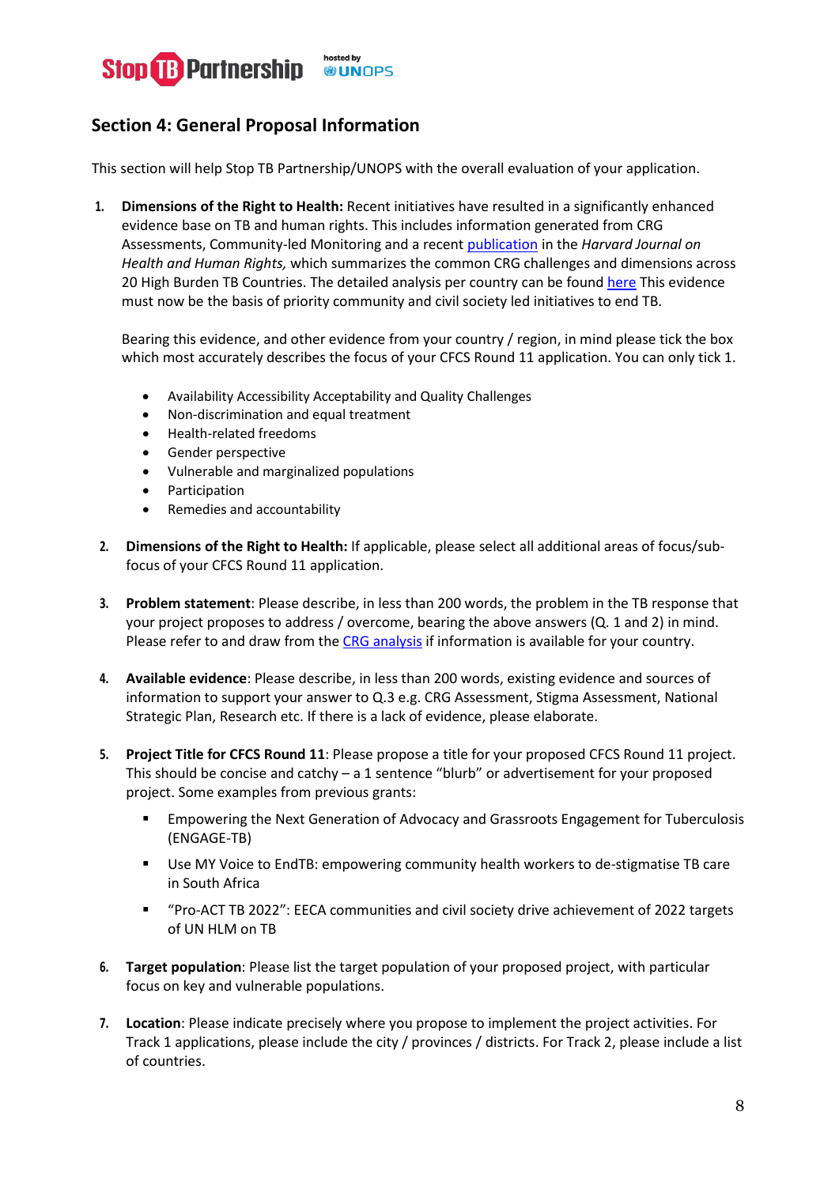## Section 4: General Proposal Information

This section will help Stop TB Partnership/UNOPS with the overall evaluation of your application.

1. **Dimensions of the Right to Health:** Recent initiatives have resulted in a significantly enhanced evidence base on TB and human rights. This includes information generated from CRG Assessments, Community-led Monitoring and a recent publication in the *Harvard Journal on Health and Human Rights,* which summarizes the common CRG challenges and dimensions across 20 High Burden TB Countries. The detailed analysis per country can be found here This evidence must now be the basis of priority community and civil society led initiatives to end TB.

   Bearing this evidence, and other evidence from your country / region, in mind please tick the box which most accurately describes the focus of your CFCS Round 11 application. You can only tick 1.

   - Availability Accessibility Acceptability and Quality Challenges
   - Non-discrimination and equal treatment
   - Health-related freedoms
   - Gender perspective
   - Vulnerable and marginalized populations
   - Participation
   - Remedies and accountability

2. **Dimensions of the Right to Health:** If applicable, please select all additional areas of focus/sub-focus of your CFCS Round 11 application.

3. **Problem statement**: Please describe, in less than 200 words, the problem in the TB response that your project proposes to address / overcome, bearing the above answers (Q. 1 and 2) in mind. Please refer to and draw from the CRG analysis if information is available for your country.

4. **Available evidence**: Please describe, in less than 200 words, existing evidence and sources of information to support your answer to Q.3 e.g. CRG Assessment, Stigma Assessment, National Strategic Plan, Research etc. If there is a lack of evidence, please elaborate.

5. **Project Title for CFCS Round 11**: Please propose a title for your proposed CFCS Round 11 project. This should be concise and catchy – a 1 sentence "blurb" or advertisement for your proposed project. Some examples from previous grants:

   - Empowering the Next Generation of Advocacy and Grassroots Engagement for Tuberculosis (ENGAGE-TB)
   - Use MY Voice to EndTB: empowering community health workers to de-stigmatise TB care in South Africa
   - "Pro-ACT TB 2022": EECA communities and civil society drive achievement of 2022 targets of UN HLM on TB

6. **Target population**: Please list the target population of your proposed project, with particular focus on key and vulnerable populations.

7. **Location**: Please indicate precisely where you propose to implement the project activities. For Track 1 applications, please include the city / provinces / districts. For Track 2, please include a list of countries.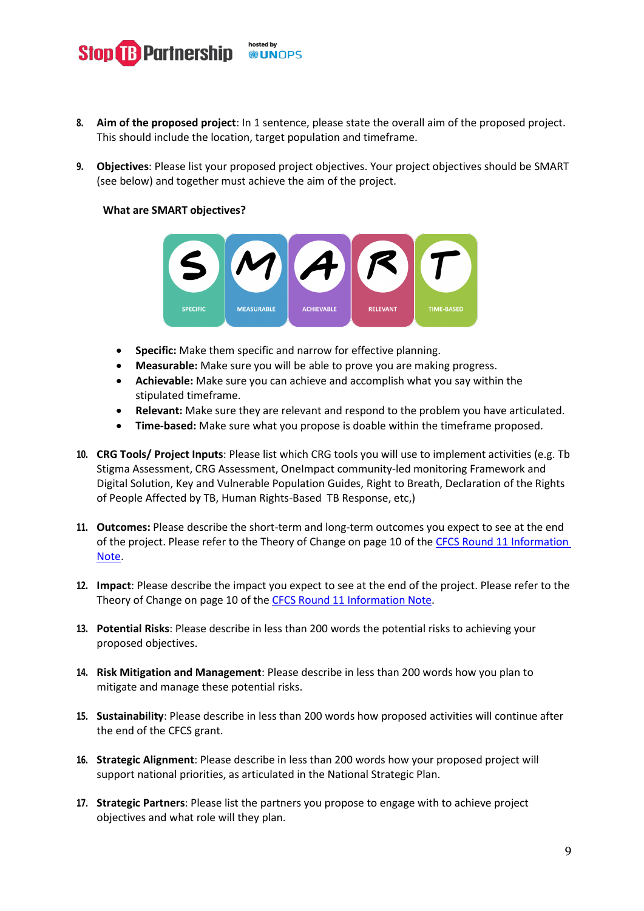8. **Aim of the proposed project**: In 1 sentence, please state the overall aim of the proposed project. This should include the location, target population and timeframe.

9. **Objectives**: Please list your proposed project objectives. Your project objectives should be SMART (see below) and together must achieve the aim of the project.

   **What are SMART objectives?**

   - **Specific:** Make them specific and narrow for effective planning.
   - **Measurable:** Make sure you will be able to prove you are making progress.
   - **Achievable:** Make sure you can achieve and accomplish what you say within the stipulated timeframe.
   - **Relevant:** Make sure they are relevant and respond to the problem you have articulated.
   - **Time-based:** Make sure what you propose is doable within the timeframe proposed.

10. **CRG Tools/ Project Inputs**: Please list which CRG tools you will use to implement activities (e.g. Tb Stigma Assessment, CRG Assessment, OneImpact community-led monitoring Framework and Digital Solution, Key and Vulnerable Population Guides, Right to Breath, Declaration of the Rights of People Affected by TB, Human Rights-Based TB Response, etc,)

11. **Outcomes:** Please describe the short-term and long-term outcomes you expect to see at the end of the project. Please refer to the Theory of Change on page 10 of the CFCS Round 11 Information Note.

12. **Impact**: Please describe the impact you expect to see at the end of the project. Please refer to the Theory of Change on page 10 of the CFCS Round 11 Information Note.

13. **Potential Risks**: Please describe in less than 200 words the potential risks to achieving your proposed objectives.

14. **Risk Mitigation and Management**: Please describe in less than 200 words how you plan to mitigate and manage these potential risks.

15. **Sustainability**: Please describe in less than 200 words how proposed activities will continue after the end of the CFCS grant.

16. **Strategic Alignment**: Please describe in less than 200 words how your proposed project will support national priorities, as articulated in the National Strategic Plan.

17. **Strategic Partners**: Please list the partners you propose to engage with to achieve project objectives and what role will they plan.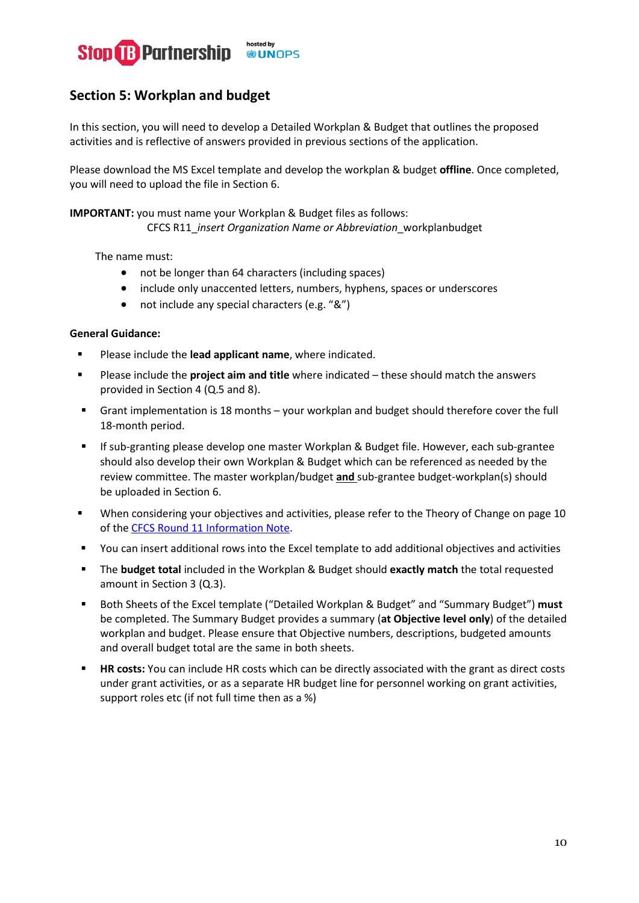## Section 5: Workplan and budget

In this section, you will need to develop a Detailed Workplan & Budget that outlines the proposed activities and is reflective of answers provided in previous sections of the application.

Please download the MS Excel template and develop the workplan & budget **offline**. Once completed, you will need to upload the file in Section 6.

**IMPORTANT:** you must name your Workplan & Budget files as follows:
CFCS R11_*insert Organization Name or Abbreviation*_workplanbudget

The name must:

- not be longer than 64 characters (including spaces)
- include only unaccented letters, numbers, hyphens, spaces or underscores
- not include any special characters (e.g. "&")

**General Guidance:**

- Please include the **lead applicant name**, where indicated.
- Please include the **project aim and title** where indicated – these should match the answers provided in Section 4 (Q.5 and 8).
- Grant implementation is 18 months – your workplan and budget should therefore cover the full 18-month period.
- If sub-granting please develop one master Workplan & Budget file. However, each sub-grantee should also develop their own Workplan & Budget which can be referenced as needed by the review committee. The master workplan/budget **and** sub-grantee budget-workplan(s) should be uploaded in Section 6.
- When considering your objectives and activities, please refer to the Theory of Change on page 10 of the CFCS Round 11 Information Note.
- You can insert additional rows into the Excel template to add additional objectives and activities
- The **budget total** included in the Workplan & Budget should **exactly match** the total requested amount in Section 3 (Q.3).
- Both Sheets of the Excel template ("Detailed Workplan & Budget" and "Summary Budget") **must** be completed. The Summary Budget provides a summary (**at Objective level only**) of the detailed workplan and budget. Please ensure that Objective numbers, descriptions, budgeted amounts and overall budget total are the same in both sheets.
- **HR costs:** You can include HR costs which can be directly associated with the grant as direct costs under grant activities, or as a separate HR budget line for personnel working on grant activities, support roles etc (if not full time then as a %)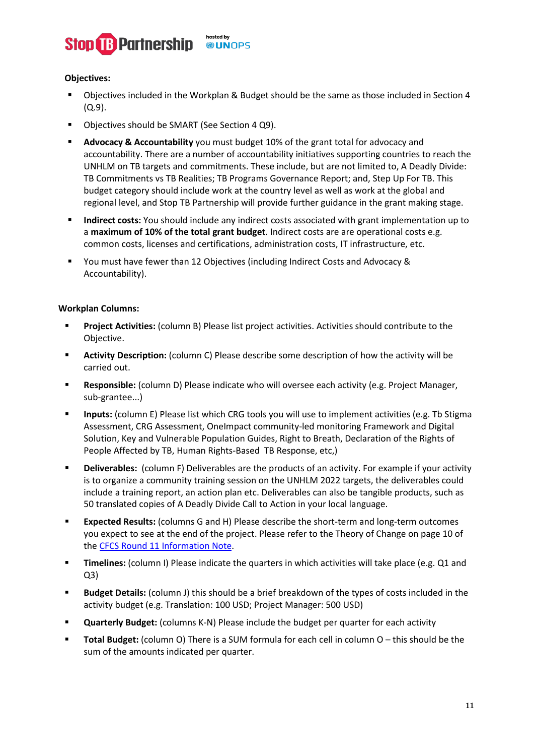**Objectives:**

- Objectives included in the Workplan & Budget should be the same as those included in Section 4 (Q.9).
- Objectives should be SMART (See Section 4 Q9).
- **Advocacy & Accountability** you must budget 10% of the grant total for advocacy and accountability. There are a number of accountability initiatives supporting countries to reach the UNHLM on TB targets and commitments. These include, but are not limited to, A Deadly Divide: TB Commitments vs TB Realities; TB Programs Governance Report; and, Step Up For TB. This budget category should include work at the country level as well as work at the global and regional level, and Stop TB Partnership will provide further guidance in the grant making stage.
- **Indirect costs:** You should include any indirect costs associated with grant implementation up to a **maximum of 10% of the total grant budget**. Indirect costs are are operational costs e.g. common costs, licenses and certifications, administration costs, IT infrastructure, etc.
- You must have fewer than 12 Objectives (including Indirect Costs and Advocacy & Accountability).

**Workplan Columns:**

- **Project Activities:** (column B) Please list project activities. Activities should contribute to the Objective.
- **Activity Description:** (column C) Please describe some description of how the activity will be carried out.
- **Responsible:** (column D) Please indicate who will oversee each activity (e.g. Project Manager, sub-grantee...)
- **Inputs:** (column E) Please list which CRG tools you will use to implement activities (e.g. Tb Stigma Assessment, CRG Assessment, OneImpact community-led monitoring Framework and Digital Solution, Key and Vulnerable Population Guides, Right to Breath, Declaration of the Rights of People Affected by TB, Human Rights-Based TB Response, etc,)
- **Deliverables:** (column F) Deliverables are the products of an activity. For example if your activity is to organize a community training session on the UNHLM 2022 targets, the deliverables could include a training report, an action plan etc. Deliverables can also be tangible products, such as 50 translated copies of A Deadly Divide Call to Action in your local language.
- **Expected Results:** (columns G and H) Please describe the short-term and long-term outcomes you expect to see at the end of the project. Please refer to the Theory of Change on page 10 of the CFCS Round 11 Information Note.
- **Timelines:** (column I) Please indicate the quarters in which activities will take place (e.g. Q1 and Q3)
- **Budget Details:** (column J) this should be a brief breakdown of the types of costs included in the activity budget (e.g. Translation: 100 USD; Project Manager: 500 USD)
- **Quarterly Budget:** (columns K-N) Please include the budget per quarter for each activity
- **Total Budget:** (column O) There is a SUM formula for each cell in column O – this should be the sum of the amounts indicated per quarter.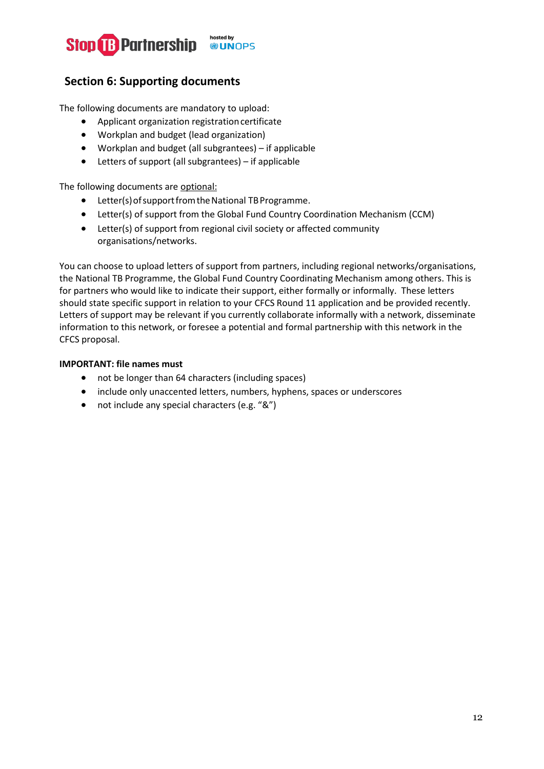## Section 6: Supporting documents

The following documents are mandatory to upload:

- Applicant organization registration certificate
- Workplan and budget (lead organization)
- Workplan and budget (all subgrantees) – if applicable
- Letters of support (all subgrantees) – if applicable

The following documents are optional:

- Letter(s) of support from the National TB Programme.
- Letter(s) of support from the Global Fund Country Coordination Mechanism (CCM)
- Letter(s) of support from regional civil society or affected community organisations/networks.

You can choose to upload letters of support from partners, including regional networks/organisations, the National TB Programme, the Global Fund Country Coordinating Mechanism among others. This is for partners who would like to indicate their support, either formally or informally. These letters should state specific support in relation to your CFCS Round 11 application and be provided recently. Letters of support may be relevant if you currently collaborate informally with a network, disseminate information to this network, or foresee a potential and formal partnership with this network in the CFCS proposal.

**IMPORTANT: file names must**

- not be longer than 64 characters (including spaces)
- include only unaccented letters, numbers, hyphens, spaces or underscores
- not include any special characters (e.g. "&")